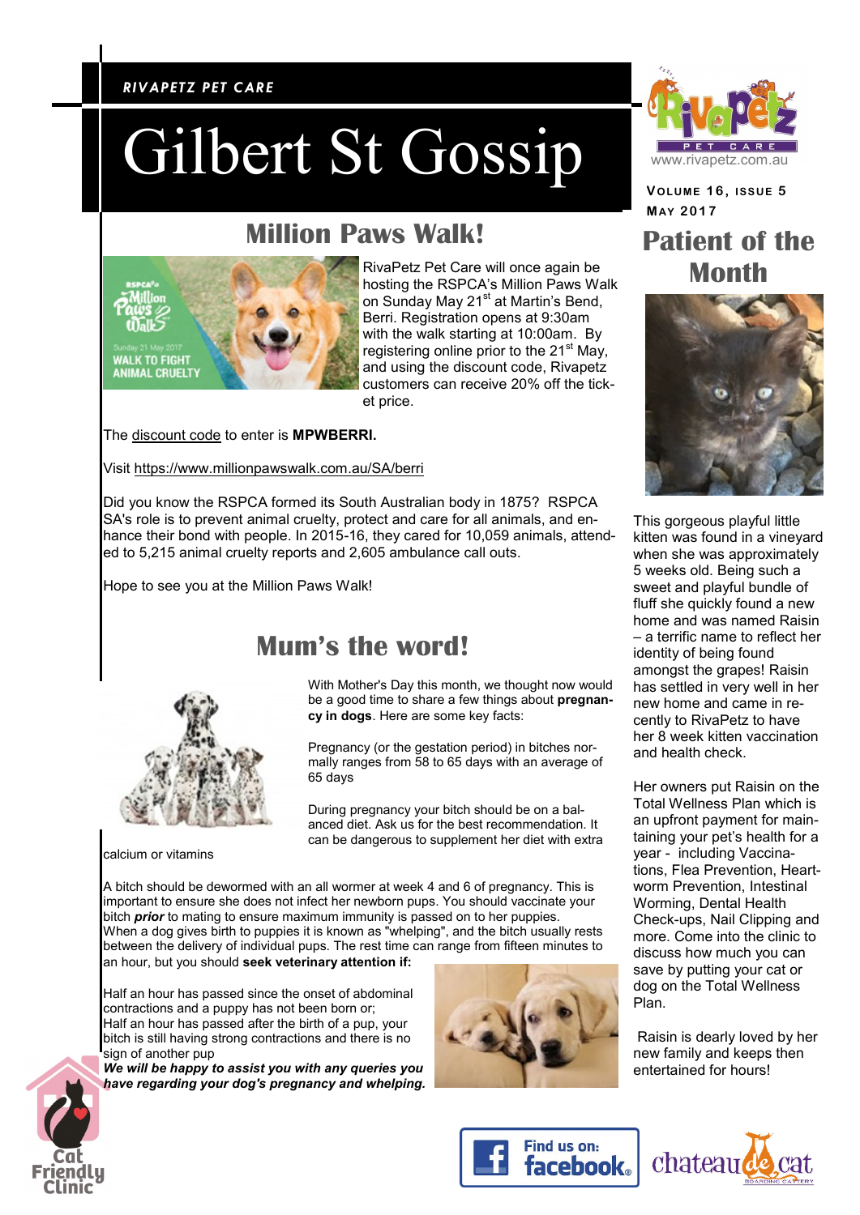*RIVAPETZ PET CARE*

# Gilbert St Gossip

www.rivapetz.com.au

**Volume 16, Issue 5**
**May 2017**

## Million Paws Walk!

RivaPetz Pet Care will once again be hosting the RSPCA's Million Paws Walk on Sunday May 21st at Martin's Bend, Berri. Registration opens at 9:30am with the walk starting at 10:00am. By registering online prior to the 21st May, and using the discount code, Rivapetz customers can receive 20% off the ticket price.

The discount code to enter is **MPWBERRI.**

Visit https://www.millionpawswalk.com.au/SA/berri

Did you know the RSPCA formed its South Australian body in 1875? RSPCA SA's role is to prevent animal cruelty, protect and care for all animals, and enhance their bond with people. In 2015-16, they cared for 10,059 animals, attended to 5,215 animal cruelty reports and 2,605 ambulance call outs.

Hope to see you at the Million Paws Walk!

## Mum's the word!

With Mother's Day this month, we thought now would be a good time to share a few things about **pregnancy in dogs**. Here are some key facts:

Pregnancy (or the gestation period) in bitches normally ranges from 58 to 65 days with an average of 65 days

During pregnancy your bitch should be on a balanced diet. Ask us for the best recommendation. It can be dangerous to supplement her diet with extra calcium or vitamins

A bitch should be dewormed with an all wormer at week 4 and 6 of pregnancy. This is important to ensure she does not infect her newborn pups. You should vaccinate your bitch ***prior*** to mating to ensure maximum immunity is passed on to her puppies.
When a dog gives birth to puppies it is known as "whelping", and the bitch usually rests between the delivery of individual pups. The rest time can range from fifteen minutes to an hour, but you should **seek veterinary attention if:**

Half an hour has passed since the onset of abdominal contractions and a puppy has not been born or;
Half an hour has passed after the birth of a pup, your bitch is still having strong contractions and there is no sign of another pup

***We will be happy to assist you with any queries you have regarding your dog's pregnancy and whelping.***

## Patient of the Month

This gorgeous playful little kitten was found in a vineyard when she was approximately 5 weeks old. Being such a sweet and playful bundle of fluff she quickly found a new home and was named Raisin – a terrific name to reflect her identity of being found amongst the grapes! Raisin has settled in very well in her new home and came in recently to RivaPetz to have her 8 week kitten vaccination and health check.

Her owners put Raisin on the Total Wellness Plan which is an upfront payment for maintaining your pet's health for a year - including Vaccinations, Flea Prevention, Heartworm Prevention, Intestinal Worming, Dental Health Check-ups, Nail Clipping and more. Come into the clinic to discuss how much you can save by putting your cat or dog on the Total Wellness Plan.

Raisin is dearly loved by her new family and keeps then entertained for hours!

Cat Friendly Clinic

Find us on: facebook

chateau de cat BOARDING CATTERY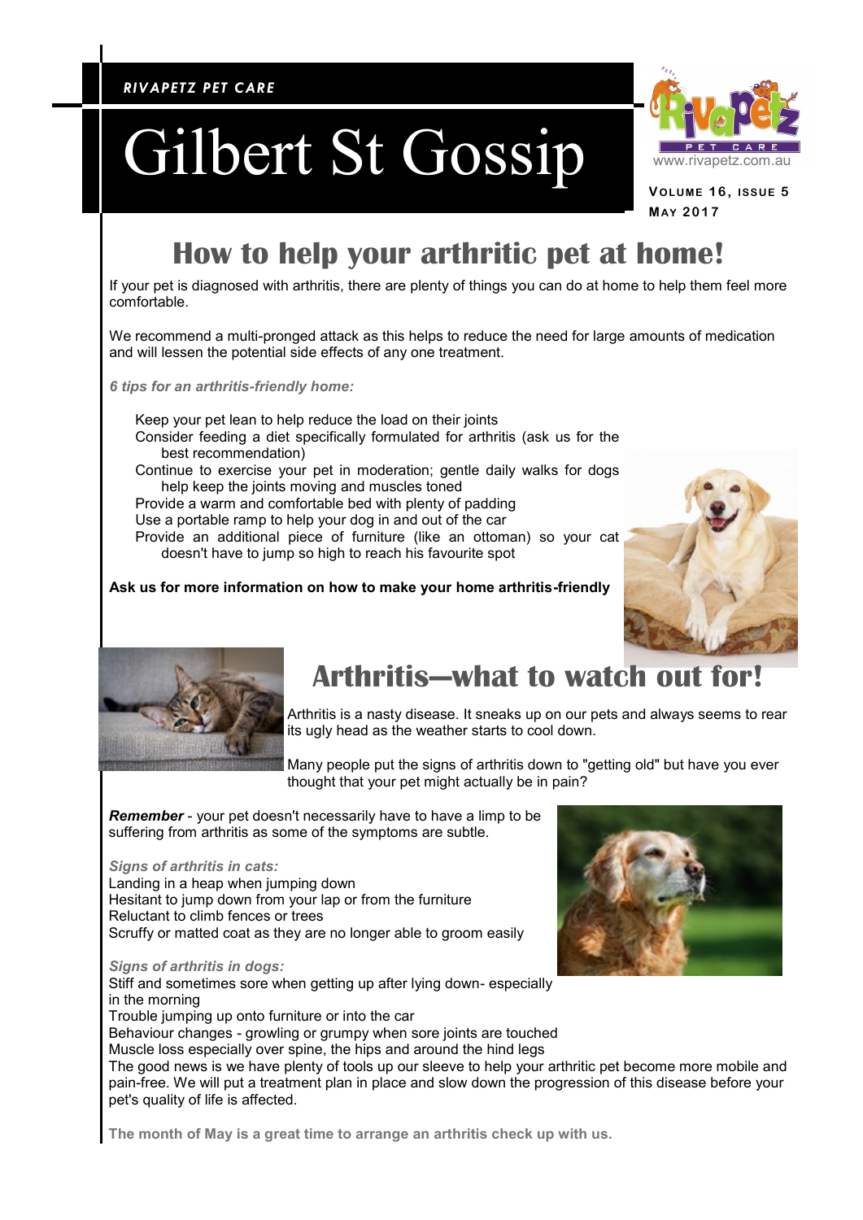RIVAPETZ PET CARE

# Gilbert St Gossip

## How to help your arthritic pet at home!

If your pet is diagnosed with arthritis, there are plenty of things you can do at home to help them feel more comfortable.

We recommend a multi-pronged attack as this helps to reduce the need for large amounts of medication and will lessen the potential side effects of any one treatment.

*6 tips for an arthritis-friendly home:*

- Keep your pet lean to help reduce the load on their joints
- Consider feeding a diet specifically formulated for arthritis (ask us for the best recommendation)
- Continue to exercise your pet in moderation; gentle daily walks for dogs help keep the joints moving and muscles toned
- Provide a warm and comfortable bed with plenty of padding
- Use a portable ramp to help your dog in and out of the car
- Provide an additional piece of furniture (like an ottoman) so your cat doesn't have to jump so high to reach his favourite spot

**Ask us for more information on how to make your home arthritis-friendly**

## Arthritis—what to watch out for!

Arthritis is a nasty disease. It sneaks up on our pets and always seems to rear its ugly head as the weather starts to cool down.

Many people put the signs of arthritis down to "getting old" but have you ever thought that your pet might actually be in pain?

***Remember*** - your pet doesn't necessarily have to have a limp to be suffering from arthritis as some of the symptoms are subtle.

*Signs of arthritis in cats:*

- Landing in a heap when jumping down
- Hesitant to jump down from your lap or from the furniture
- Reluctant to climb fences or trees
- Scruffy or matted coat as they are no longer able to groom easily

*Signs of arthritis in dogs:*

- Stiff and sometimes sore when getting up after lying down- especially in the morning
- Trouble jumping up onto furniture or into the car
- Behaviour changes - growling or grumpy when sore joints are touched
- Muscle loss especially over spine, the hips and around the hind legs

The good news is we have plenty of tools up our sleeve to help your arthritic pet become more mobile and pain-free. We will put a treatment plan in place and slow down the progression of this disease before your pet's quality of life is affected.

**The month of May is a great time to arrange an arthritis check up with us.**